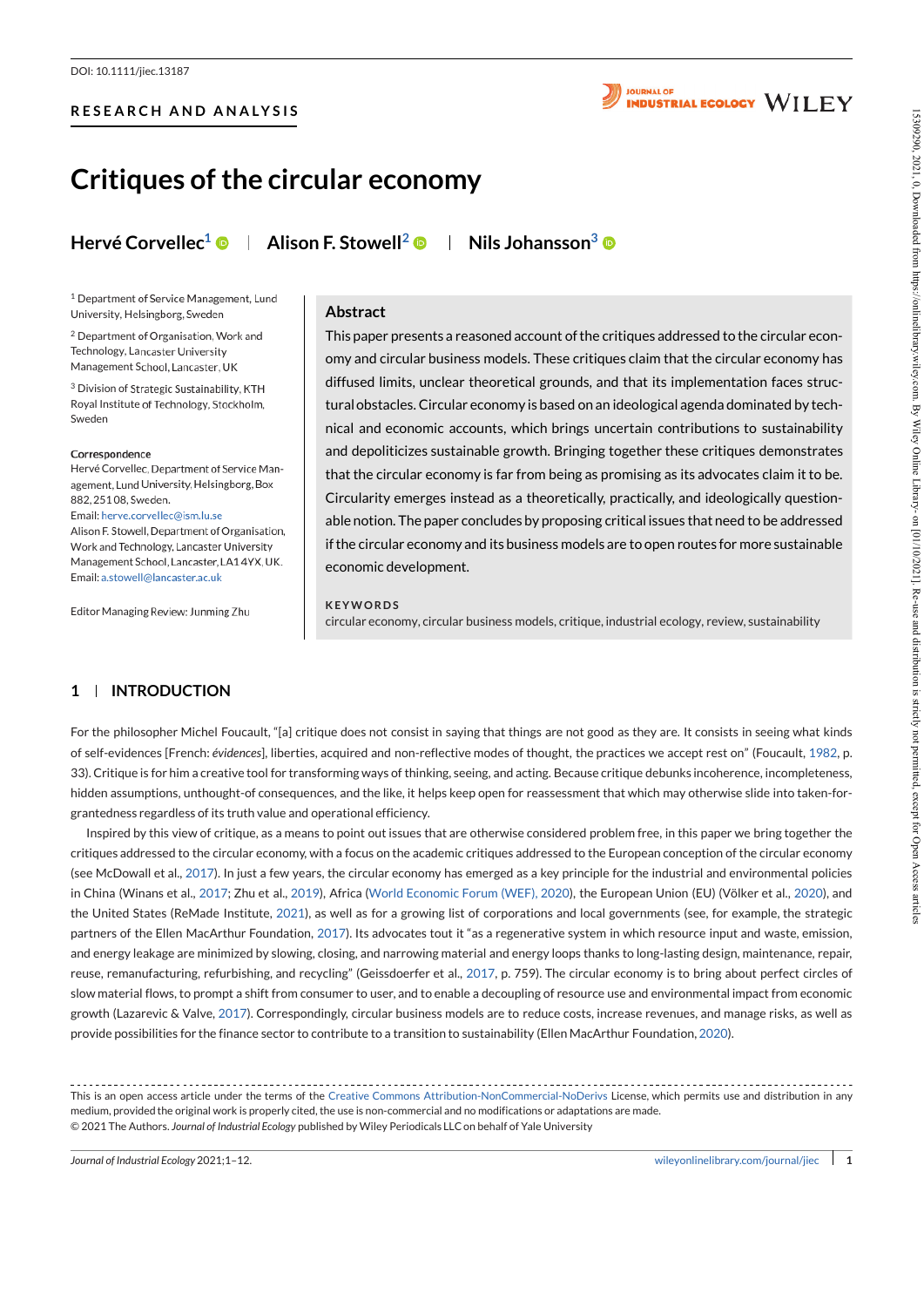DOI: 10.1111/jiec.13187

RESEARCH AND ANALYSIS

# Critiques of the circular economy

**Hervé Corvellec**[1] | **Alison F. Stowell**[2] | **Nils Johansson**[3]

[1] Department of Service Management, Lund University, Helsingborg, Sweden

[2] Department of Organisation, Work and Technology, Lancaster University Management School, Lancaster, UK

[3] Division of Strategic Sustainability, KTH Royal Institute of Technology, Stockholm, Sweden

**Correspondence**

Hervé Corvellec, Department of Service Management, Lund University, Helsingborg, Box 882, 251 08, Sweden.
Email: herve.corvellec@ism.lu.se

Alison F. Stowell, Department of Organisation, Work and Technology, Lancaster University Management School, Lancaster, LA1 4YX, UK.
Email: a.stowell@lancaster.ac.uk

Editor Managing Review: Junming Zhu

## Abstract

This paper presents a reasoned account of the critiques addressed to the circular economy and circular business models. These critiques claim that the circular economy has diffused limits, unclear theoretical grounds, and that its implementation faces structural obstacles. Circular economy is based on an ideological agenda dominated by technical and economic accounts, which brings uncertain contributions to sustainability and depoliticizes sustainable growth. Bringing together these critiques demonstrates that the circular economy is far from being as promising as its advocates claim it to be. Circularity emerges instead as a theoretically, practically, and ideologically questionable notion. The paper concludes by proposing critical issues that need to be addressed if the circular economy and its business models are to open routes for more sustainable economic development.

**KEYWORDS**

circular economy, circular business models, critique, industrial ecology, review, sustainability

## 1 | INTRODUCTION

For the philosopher Michel Foucault, "[a] critique does not consist in saying that things are not good as they are. It consists in seeing what kinds of self-evidences [French: *évidences*], liberties, acquired and non-reflective modes of thought, the practices we accept rest on" (Foucault, 1982, p. 33). Critique is for him a creative tool for transforming ways of thinking, seeing, and acting. Because critique debunks incoherence, incompleteness, hidden assumptions, unthought-of consequences, and the like, it helps keep open for reassessment that which may otherwise slide into taken-for-grantedness regardless of its truth value and operational efficiency.

Inspired by this view of critique, as a means to point out issues that are otherwise considered problem free, in this paper we bring together the critiques addressed to the circular economy, with a focus on the academic critiques addressed to the European conception of the circular economy (see McDowall et al., 2017). In just a few years, the circular economy has emerged as a key principle for the industrial and environmental policies in China (Winans et al., 2017; Zhu et al., 2019), Africa (World Economic Forum (WEF), 2020), the European Union (EU) (Völker et al., 2020), and the United States (ReMade Institute, 2021), as well as for a growing list of corporations and local governments (see, for example, the strategic partners of the Ellen MacArthur Foundation, 2017). Its advocates tout it "as a regenerative system in which resource input and waste, emission, and energy leakage are minimized by slowing, closing, and narrowing material and energy loops thanks to long-lasting design, maintenance, repair, reuse, remanufacturing, refurbishing, and recycling" (Geissdoerfer et al., 2017, p. 759). The circular economy is to bring about perfect circles of slow material flows, to prompt a shift from consumer to user, and to enable a decoupling of resource use and environmental impact from economic growth (Lazarevic & Valve, 2017). Correspondingly, circular business models are to reduce costs, increase revenues, and manage risks, as well as provide possibilities for the finance sector to contribute to a transition to sustainability (Ellen MacArthur Foundation, 2020).

---

This is an open access article under the terms of the Creative Commons Attribution-NonCommercial-NoDerivs License, which permits use and distribution in any medium, provided the original work is properly cited, the use is non-commercial and no modifications or adaptations are made.
© 2021 The Authors. *Journal of Industrial Ecology* published by Wiley Periodicals LLC on behalf of Yale University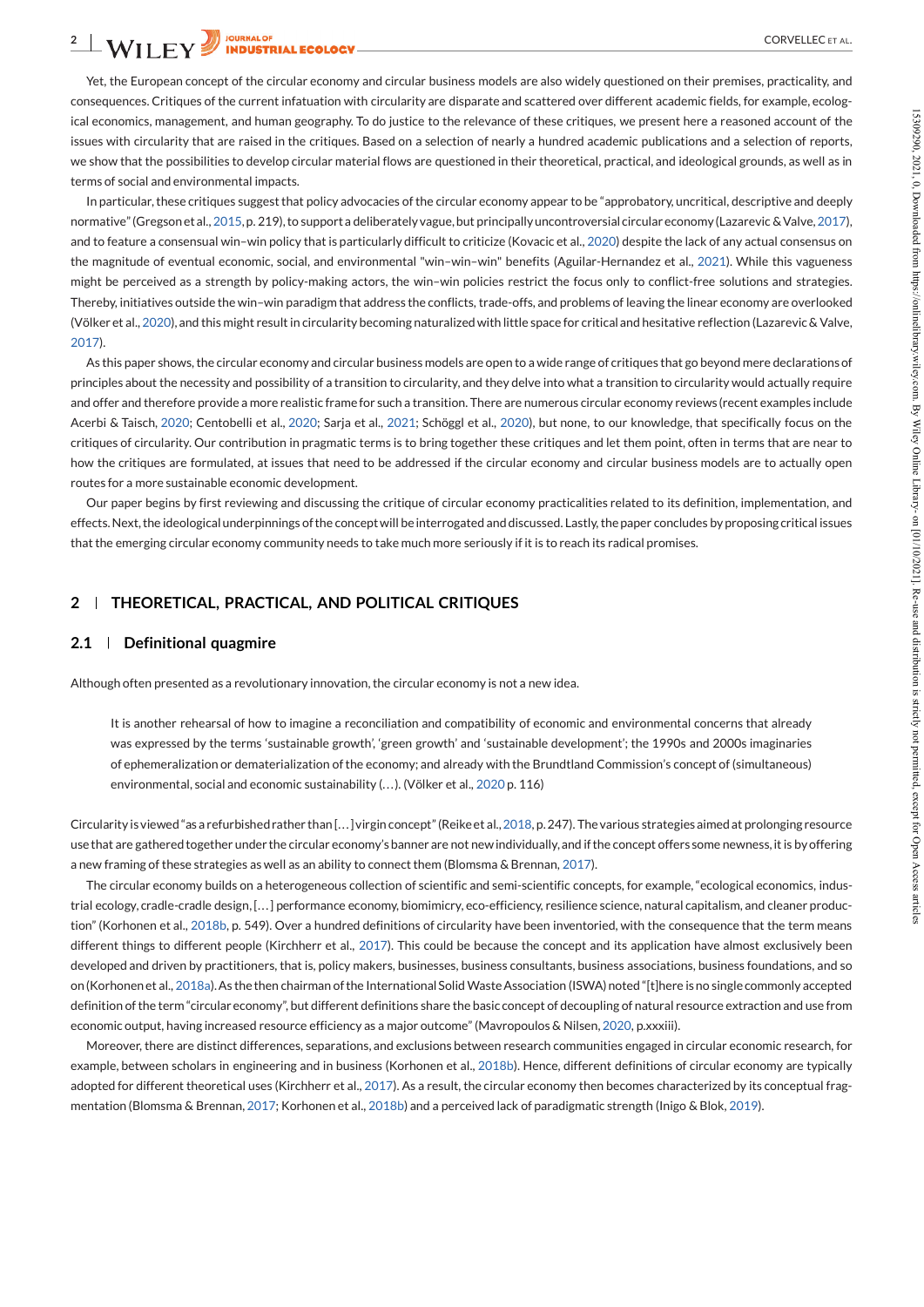Yet, the European concept of the circular economy and circular business models are also widely questioned on their premises, practicality, and consequences. Critiques of the current infatuation with circularity are disparate and scattered over different academic fields, for example, ecological economics, management, and human geography. To do justice to the relevance of these critiques, we present here a reasoned account of the issues with circularity that are raised in the critiques. Based on a selection of nearly a hundred academic publications and a selection of reports, we show that the possibilities to develop circular material flows are questioned in their theoretical, practical, and ideological grounds, as well as in terms of social and environmental impacts.

In particular, these critiques suggest that policy advocacies of the circular economy appear to be "approbatory, uncritical, descriptive and deeply normative" (Gregson et al., 2015, p. 219), to support a deliberately vague, but principally uncontroversial circular economy (Lazarevic & Valve, 2017), and to feature a consensual win–win policy that is particularly difficult to criticize (Kovacic et al., 2020) despite the lack of any actual consensus on the magnitude of eventual economic, social, and environmental "win–win–win" benefits (Aguilar-Hernandez et al., 2021). While this vagueness might be perceived as a strength by policy-making actors, the win–win policies restrict the focus only to conflict-free solutions and strategies. Thereby, initiatives outside the win–win paradigm that address the conflicts, trade-offs, and problems of leaving the linear economy are overlooked (Völker et al., 2020), and this might result in circularity becoming naturalized with little space for critical and hesitative reflection (Lazarevic & Valve, 2017).

As this paper shows, the circular economy and circular business models are open to a wide range of critiques that go beyond mere declarations of principles about the necessity and possibility of a transition to circularity, and they delve into what a transition to circularity would actually require and offer and therefore provide a more realistic frame for such a transition. There are numerous circular economy reviews (recent examples include Acerbi & Taisch, 2020; Centobelli et al., 2020; Sarja et al., 2021; Schöggl et al., 2020), but none, to our knowledge, that specifically focus on the critiques of circularity. Our contribution in pragmatic terms is to bring together these critiques and let them point, often in terms that are near to how the critiques are formulated, at issues that need to be addressed if the circular economy and circular business models are to actually open routes for a more sustainable economic development.

Our paper begins by first reviewing and discussing the critique of circular economy practicalities related to its definition, implementation, and effects. Next, the ideological underpinnings of the concept will be interrogated and discussed. Lastly, the paper concludes by proposing critical issues that the emerging circular economy community needs to take much more seriously if it is to reach its radical promises.

## 2 | THEORETICAL, PRACTICAL, AND POLITICAL CRITIQUES

### 2.1 | Definitional quagmire

Although often presented as a revolutionary innovation, the circular economy is not a new idea.

> It is another rehearsal of how to imagine a reconciliation and compatibility of economic and environmental concerns that already was expressed by the terms 'sustainable growth', 'green growth' and 'sustainable development'; the 1990s and 2000s imaginaries of ephemeralization or dematerialization of the economy; and already with the Brundtland Commission's concept of (simultaneous) environmental, social and economic sustainability (…). (Völker et al., 2020 p. 116)

Circularity is viewed "as a refurbished rather than […] virgin concept" (Reike et al., 2018, p. 247). The various strategies aimed at prolonging resource use that are gathered together under the circular economy's banner are not new individually, and if the concept offers some newness, it is by offering a new framing of these strategies as well as an ability to connect them (Blomsma & Brennan, 2017).

The circular economy builds on a heterogeneous collection of scientific and semi-scientific concepts, for example, "ecological economics, industrial ecology, cradle-cradle design, […] performance economy, biomimicry, eco-efficiency, resilience science, natural capitalism, and cleaner production" (Korhonen et al., 2018b, p. 549). Over a hundred definitions of circularity have been inventoried, with the consequence that the term means different things to different people (Kirchherr et al., 2017). This could be because the concept and its application have almost exclusively been developed and driven by practitioners, that is, policy makers, businesses, business consultants, business associations, business foundations, and so on (Korhonen et al., 2018a). As the then chairman of the International Solid Waste Association (ISWA) noted "[t]here is no single commonly accepted definition of the term "circular economy", but different definitions share the basic concept of decoupling of natural resource extraction and use from economic output, having increased resource efficiency as a major outcome" (Mavropoulos & Nilsen, 2020, p.xxxiii).

Moreover, there are distinct differences, separations, and exclusions between research communities engaged in circular economic research, for example, between scholars in engineering and in business (Korhonen et al., 2018b). Hence, different definitions of circular economy are typically adopted for different theoretical uses (Kirchherr et al., 2017). As a result, the circular economy then becomes characterized by its conceptual fragmentation (Blomsma & Brennan, 2017; Korhonen et al., 2018b) and a perceived lack of paradigmatic strength (Inigo & Blok, 2019).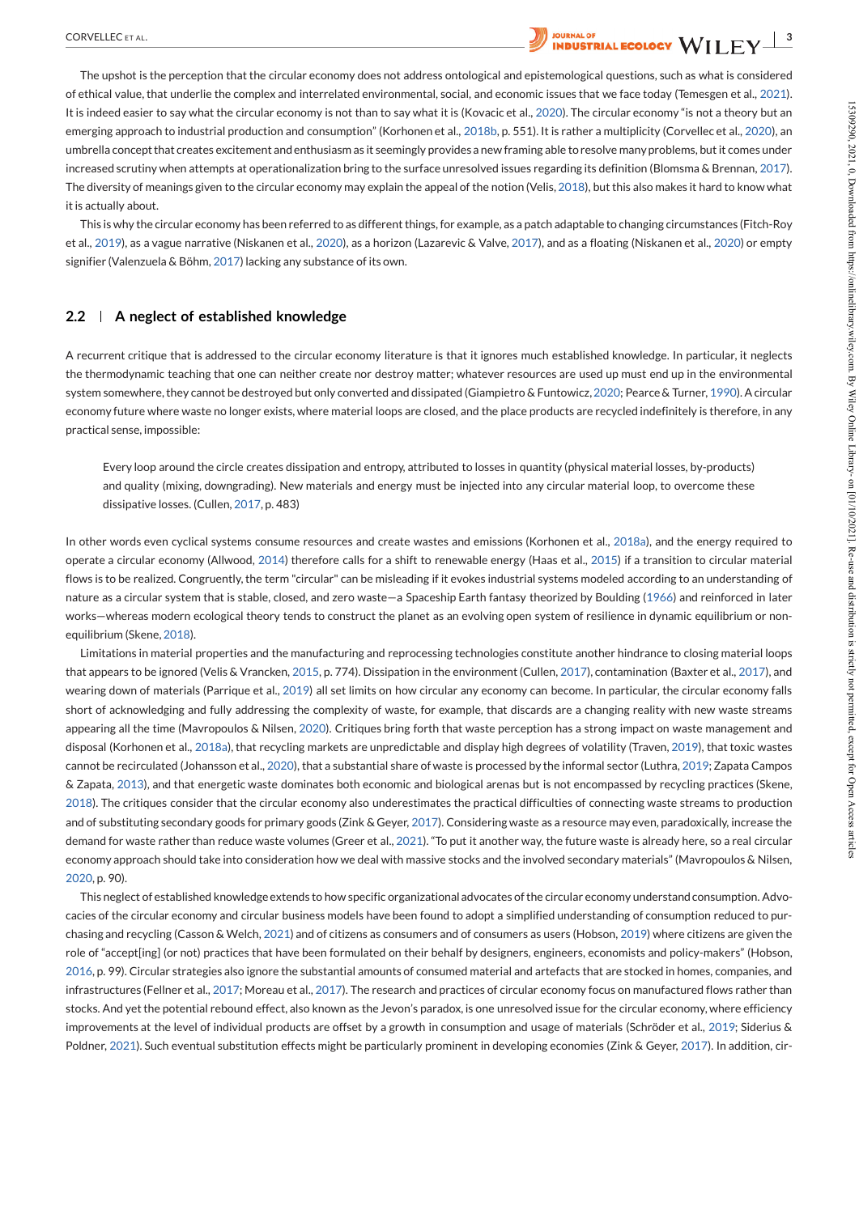The upshot is the perception that the circular economy does not address ontological and epistemological questions, such as what is considered of ethical value, that underlie the complex and interrelated environmental, social, and economic issues that we face today (Temesgen et al., 2021). It is indeed easier to say what the circular economy is not than to say what it is (Kovacic et al., 2020). The circular economy "is not a theory but an emerging approach to industrial production and consumption" (Korhonen et al., 2018b, p. 551). It is rather a multiplicity (Corvellec et al., 2020), an umbrella concept that creates excitement and enthusiasm as it seemingly provides a new framing able to resolve many problems, but it comes under increased scrutiny when attempts at operationalization bring to the surface unresolved issues regarding its definition (Blomsma & Brennan, 2017). The diversity of meanings given to the circular economy may explain the appeal of the notion (Velis, 2018), but this also makes it hard to know what it is actually about.

This is why the circular economy has been referred to as different things, for example, as a patch adaptable to changing circumstances (Fitch-Roy et al., 2019), as a vague narrative (Niskanen et al., 2020), as a horizon (Lazarevic & Valve, 2017), and as a floating (Niskanen et al., 2020) or empty signifier (Valenzuela & Böhm, 2017) lacking any substance of its own.

## 2.2 | A neglect of established knowledge

A recurrent critique that is addressed to the circular economy literature is that it ignores much established knowledge. In particular, it neglects the thermodynamic teaching that one can neither create nor destroy matter; whatever resources are used up must end up in the environmental system somewhere, they cannot be destroyed but only converted and dissipated (Giampietro & Funtowicz, 2020; Pearce & Turner, 1990). A circular economy future where waste no longer exists, where material loops are closed, and the place products are recycled indefinitely is therefore, in any practical sense, impossible:

> Every loop around the circle creates dissipation and entropy, attributed to losses in quantity (physical material losses, by-products) and quality (mixing, downgrading). New materials and energy must be injected into any circular material loop, to overcome these dissipative losses. (Cullen, 2017, p. 483)

In other words even cyclical systems consume resources and create wastes and emissions (Korhonen et al., 2018a), and the energy required to operate a circular economy (Allwood, 2014) therefore calls for a shift to renewable energy (Haas et al., 2015) if a transition to circular material flows is to be realized. Congruently, the term "circular" can be misleading if it evokes industrial systems modeled according to an understanding of nature as a circular system that is stable, closed, and zero waste—a Spaceship Earth fantasy theorized by Boulding (1966) and reinforced in later works—whereas modern ecological theory tends to construct the planet as an evolving open system of resilience in dynamic equilibrium or non-equilibrium (Skene, 2018).

Limitations in material properties and the manufacturing and reprocessing technologies constitute another hindrance to closing material loops that appears to be ignored (Velis & Vrancken, 2015, p. 774). Dissipation in the environment (Cullen, 2017), contamination (Baxter et al., 2017), and wearing down of materials (Parrique et al., 2019) all set limits on how circular any economy can become. In particular, the circular economy falls short of acknowledging and fully addressing the complexity of waste, for example, that discards are a changing reality with new waste streams appearing all the time (Mavropoulos & Nilsen, 2020). Critiques bring forth that waste perception has a strong impact on waste management and disposal (Korhonen et al., 2018a), that recycling markets are unpredictable and display high degrees of volatility (Traven, 2019), that toxic wastes cannot be recirculated (Johansson et al., 2020), that a substantial share of waste is processed by the informal sector (Luthra, 2019; Zapata Campos & Zapata, 2013), and that energetic waste dominates both economic and biological arenas but is not encompassed by recycling practices (Skene, 2018). The critiques consider that the circular economy also underestimates the practical difficulties of connecting waste streams to production and of substituting secondary goods for primary goods (Zink & Geyer, 2017). Considering waste as a resource may even, paradoxically, increase the demand for waste rather than reduce waste volumes (Greer et al., 2021). "To put it another way, the future waste is already here, so a real circular economy approach should take into consideration how we deal with massive stocks and the involved secondary materials" (Mavropoulos & Nilsen, 2020, p. 90).

This neglect of established knowledge extends to how specific organizational advocates of the circular economy understand consumption. Advocacies of the circular economy and circular business models have been found to adopt a simplified understanding of consumption reduced to purchasing and recycling (Casson & Welch, 2021) and of citizens as consumers and of consumers as users (Hobson, 2019) where citizens are given the role of "accept[ing] (or not) practices that have been formulated on their behalf by designers, engineers, economists and policy-makers" (Hobson, 2016, p. 99). Circular strategies also ignore the substantial amounts of consumed material and artefacts that are stocked in homes, companies, and infrastructures (Fellner et al., 2017; Moreau et al., 2017). The research and practices of circular economy focus on manufactured flows rather than stocks. And yet the potential rebound effect, also known as the Jevon's paradox, is one unresolved issue for the circular economy, where efficiency improvements at the level of individual products are offset by a growth in consumption and usage of materials (Schröder et al., 2019; Siderius & Poldner, 2021). Such eventual substitution effects might be particularly prominent in developing economies (Zink & Geyer, 2017). In addition, cir-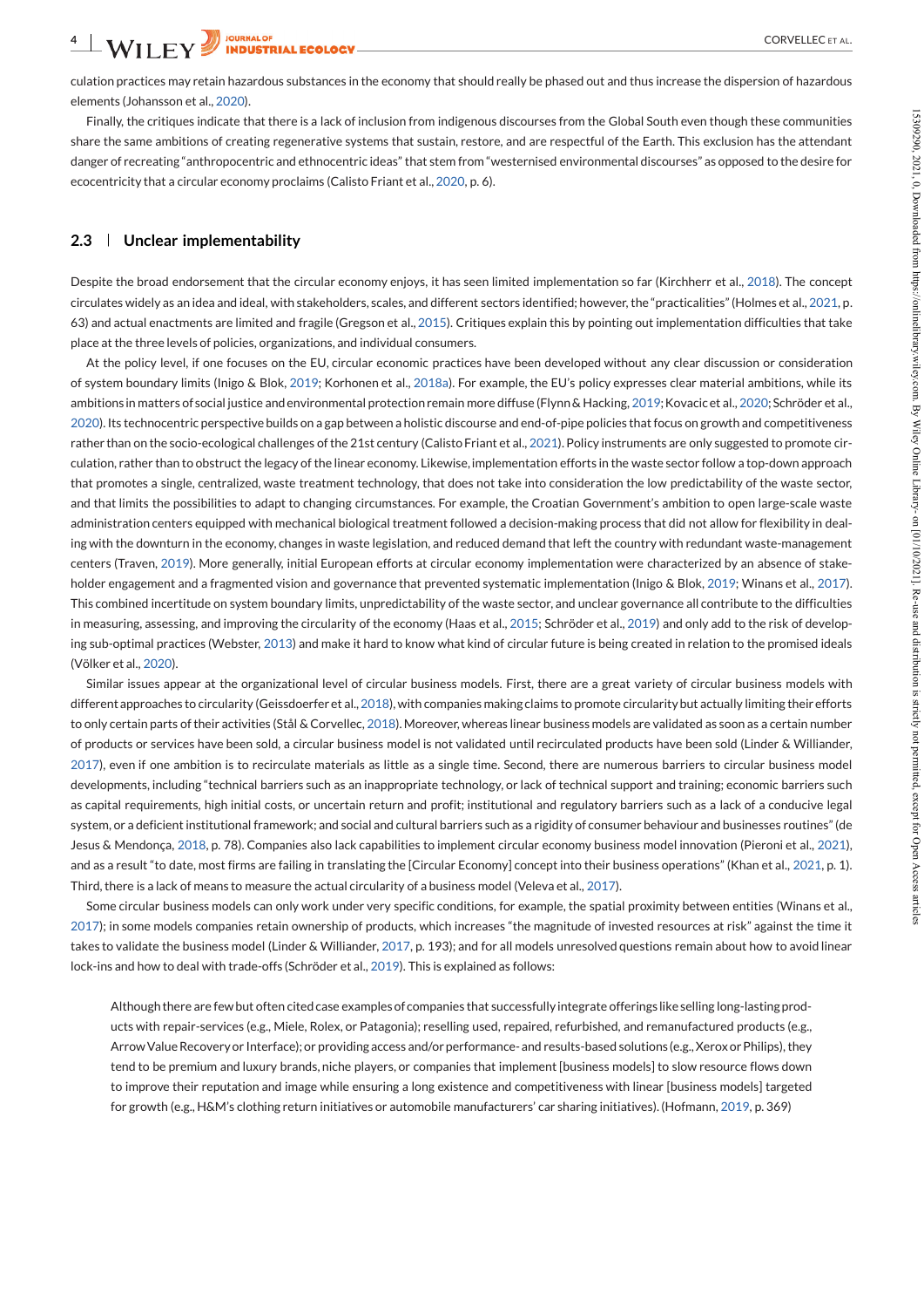culation practices may retain hazardous substances in the economy that should really be phased out and thus increase the dispersion of hazardous elements (Johansson et al., 2020).

Finally, the critiques indicate that there is a lack of inclusion from indigenous discourses from the Global South even though these communities share the same ambitions of creating regenerative systems that sustain, restore, and are respectful of the Earth. This exclusion has the attendant danger of recreating "anthropocentric and ethnocentric ideas" that stem from "westernised environmental discourses" as opposed to the desire for ecocentricity that a circular economy proclaims (Calisto Friant et al., 2020, p. 6).

## 2.3 | Unclear implementability

Despite the broad endorsement that the circular economy enjoys, it has seen limited implementation so far (Kirchherr et al., 2018). The concept circulates widely as an idea and ideal, with stakeholders, scales, and different sectors identified; however, the "practicalities" (Holmes et al., 2021, p. 63) and actual enactments are limited and fragile (Gregson et al., 2015). Critiques explain this by pointing out implementation difficulties that take place at the three levels of policies, organizations, and individual consumers.

At the policy level, if one focuses on the EU, circular economic practices have been developed without any clear discussion or consideration of system boundary limits (Inigo & Blok, 2019; Korhonen et al., 2018a). For example, the EU's policy expresses clear material ambitions, while its ambitions in matters of social justice and environmental protection remain more diffuse (Flynn & Hacking, 2019; Kovacic et al., 2020; Schröder et al., 2020). Its technocentric perspective builds on a gap between a holistic discourse and end-of-pipe policies that focus on growth and competitiveness rather than on the socio-ecological challenges of the 21st century (Calisto Friant et al., 2021). Policy instruments are only suggested to promote circulation, rather than to obstruct the legacy of the linear economy. Likewise, implementation efforts in the waste sector follow a top-down approach that promotes a single, centralized, waste treatment technology, that does not take into consideration the low predictability of the waste sector, and that limits the possibilities to adapt to changing circumstances. For example, the Croatian Government's ambition to open large-scale waste administration centers equipped with mechanical biological treatment followed a decision-making process that did not allow for flexibility in dealing with the downturn in the economy, changes in waste legislation, and reduced demand that left the country with redundant waste-management centers (Traven, 2019). More generally, initial European efforts at circular economy implementation were characterized by an absence of stakeholder engagement and a fragmented vision and governance that prevented systematic implementation (Inigo & Blok, 2019; Winans et al., 2017). This combined incertitude on system boundary limits, unpredictability of the waste sector, and unclear governance all contribute to the difficulties in measuring, assessing, and improving the circularity of the economy (Haas et al., 2015; Schröder et al., 2019) and only add to the risk of developing sub-optimal practices (Webster, 2013) and make it hard to know what kind of circular future is being created in relation to the promised ideals (Völker et al., 2020).

Similar issues appear at the organizational level of circular business models. First, there are a great variety of circular business models with different approaches to circularity (Geissdoerfer et al., 2018), with companies making claims to promote circularity but actually limiting their efforts to only certain parts of their activities (Stål & Corvellec, 2018). Moreover, whereas linear business models are validated as soon as a certain number of products or services have been sold, a circular business model is not validated until recirculated products have been sold (Linder & Williander, 2017), even if one ambition is to recirculate materials as little as a single time. Second, there are numerous barriers to circular business model developments, including "technical barriers such as an inappropriate technology, or lack of technical support and training; economic barriers such as capital requirements, high initial costs, or uncertain return and profit; institutional and regulatory barriers such as a lack of a conducive legal system, or a deficient institutional framework; and social and cultural barriers such as a rigidity of consumer behaviour and businesses routines" (de Jesus & Mendonça, 2018, p. 78). Companies also lack capabilities to implement circular economy business model innovation (Pieroni et al., 2021), and as a result "to date, most firms are failing in translating the [Circular Economy] concept into their business operations" (Khan et al., 2021, p. 1). Third, there is a lack of means to measure the actual circularity of a business model (Veleva et al., 2017).

Some circular business models can only work under very specific conditions, for example, the spatial proximity between entities (Winans et al., 2017); in some models companies retain ownership of products, which increases "the magnitude of invested resources at risk" against the time it takes to validate the business model (Linder & Williander, 2017, p. 193); and for all models unresolved questions remain about how to avoid linear lock-ins and how to deal with trade-offs (Schröder et al., 2019). This is explained as follows:

> Although there are few but often cited case examples of companies that successfully integrate offerings like selling long-lasting products with repair-services (e.g., Miele, Rolex, or Patagonia); reselling used, repaired, refurbished, and remanufactured products (e.g., Arrow Value Recovery or Interface); or providing access and/or performance- and results-based solutions (e.g., Xerox or Philips), they tend to be premium and luxury brands, niche players, or companies that implement [business models] to slow resource flows down to improve their reputation and image while ensuring a long existence and competitiveness with linear [business models] targeted for growth (e.g., H&M's clothing return initiatives or automobile manufacturers' car sharing initiatives). (Hofmann, 2019, p. 369)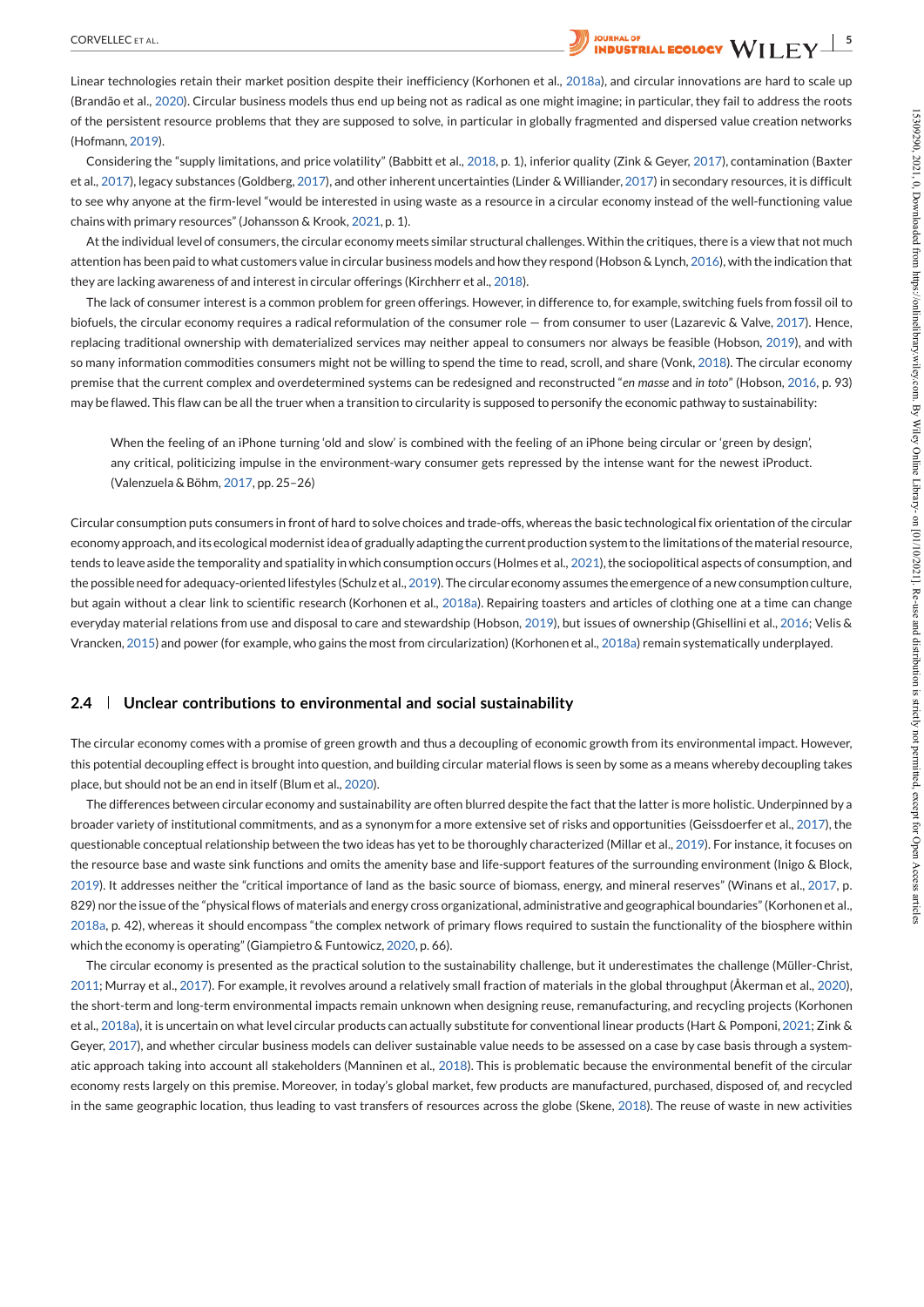Linear technologies retain their market position despite their inefficiency (Korhonen et al., 2018a), and circular innovations are hard to scale up (Brandão et al., 2020). Circular business models thus end up being not as radical as one might imagine; in particular, they fail to address the roots of the persistent resource problems that they are supposed to solve, in particular in globally fragmented and dispersed value creation networks (Hofmann, 2019).

Considering the "supply limitations, and price volatility" (Babbitt et al., 2018, p. 1), inferior quality (Zink & Geyer, 2017), contamination (Baxter et al., 2017), legacy substances (Goldberg, 2017), and other inherent uncertainties (Linder & Williander, 2017) in secondary resources, it is difficult to see why anyone at the firm-level "would be interested in using waste as a resource in a circular economy instead of the well-functioning value chains with primary resources" (Johansson & Krook, 2021, p. 1).

At the individual level of consumers, the circular economy meets similar structural challenges. Within the critiques, there is a view that not much attention has been paid to what customers value in circular business models and how they respond (Hobson & Lynch, 2016), with the indication that they are lacking awareness of and interest in circular offerings (Kirchherr et al., 2018).

The lack of consumer interest is a common problem for green offerings. However, in difference to, for example, switching fuels from fossil oil to biofuels, the circular economy requires a radical reformulation of the consumer role — from consumer to user (Lazarevic & Valve, 2017). Hence, replacing traditional ownership with dematerialized services may neither appeal to consumers nor always be feasible (Hobson, 2019), and with so many information commodities consumers might not be willing to spend the time to read, scroll, and share (Vonk, 2018). The circular economy premise that the current complex and overdetermined systems can be redesigned and reconstructed "*en masse* and *in toto*" (Hobson, 2016, p. 93) may be flawed. This flaw can be all the truer when a transition to circularity is supposed to personify the economic pathway to sustainability:

> When the feeling of an iPhone turning 'old and slow' is combined with the feeling of an iPhone being circular or 'green by design', any critical, politicizing impulse in the environment-wary consumer gets repressed by the intense want for the newest iProduct. (Valenzuela & Böhm, 2017, pp. 25–26)

Circular consumption puts consumers in front of hard to solve choices and trade-offs, whereas the basic technological fix orientation of the circular economy approach, and its ecological modernist idea of gradually adapting the current production system to the limitations of the material resource, tends to leave aside the temporality and spatiality in which consumption occurs (Holmes et al., 2021), the sociopolitical aspects of consumption, and the possible need for adequacy-oriented lifestyles (Schulz et al., 2019). The circular economy assumes the emergence of a new consumption culture, but again without a clear link to scientific research (Korhonen et al., 2018a). Repairing toasters and articles of clothing one at a time can change everyday material relations from use and disposal to care and stewardship (Hobson, 2019), but issues of ownership (Ghisellini et al., 2016; Velis & Vrancken, 2015) and power (for example, who gains the most from circularization) (Korhonen et al., 2018a) remain systematically underplayed.

### 2.4 | Unclear contributions to environmental and social sustainability

The circular economy comes with a promise of green growth and thus a decoupling of economic growth from its environmental impact. However, this potential decoupling effect is brought into question, and building circular material flows is seen by some as a means whereby decoupling takes place, but should not be an end in itself (Blum et al., 2020).

The differences between circular economy and sustainability are often blurred despite the fact that the latter is more holistic. Underpinned by a broader variety of institutional commitments, and as a synonym for a more extensive set of risks and opportunities (Geissdoerfer et al., 2017), the questionable conceptual relationship between the two ideas has yet to be thoroughly characterized (Millar et al., 2019). For instance, it focuses on the resource base and waste sink functions and omits the amenity base and life-support features of the surrounding environment (Inigo & Block, 2019). It addresses neither the "critical importance of land as the basic source of biomass, energy, and mineral reserves" (Winans et al., 2017, p. 829) nor the issue of the "physical flows of materials and energy cross organizational, administrative and geographical boundaries" (Korhonen et al., 2018a, p. 42), whereas it should encompass "the complex network of primary flows required to sustain the functionality of the biosphere within which the economy is operating" (Giampietro & Funtowicz, 2020, p. 66).

The circular economy is presented as the practical solution to the sustainability challenge, but it underestimates the challenge (Müller-Christ, 2011; Murray et al., 2017). For example, it revolves around a relatively small fraction of materials in the global throughput (Åkerman et al., 2020), the short-term and long-term environmental impacts remain unknown when designing reuse, remanufacturing, and recycling projects (Korhonen et al., 2018a), it is uncertain on what level circular products can actually substitute for conventional linear products (Hart & Pomponi, 2021; Zink & Geyer, 2017), and whether circular business models can deliver sustainable value needs to be assessed on a case by case basis through a systematic approach taking into account all stakeholders (Manninen et al., 2018). This is problematic because the environmental benefit of the circular economy rests largely on this premise. Moreover, in today's global market, few products are manufactured, purchased, disposed of, and recycled in the same geographic location, thus leading to vast transfers of resources across the globe (Skene, 2018). The reuse of waste in new activities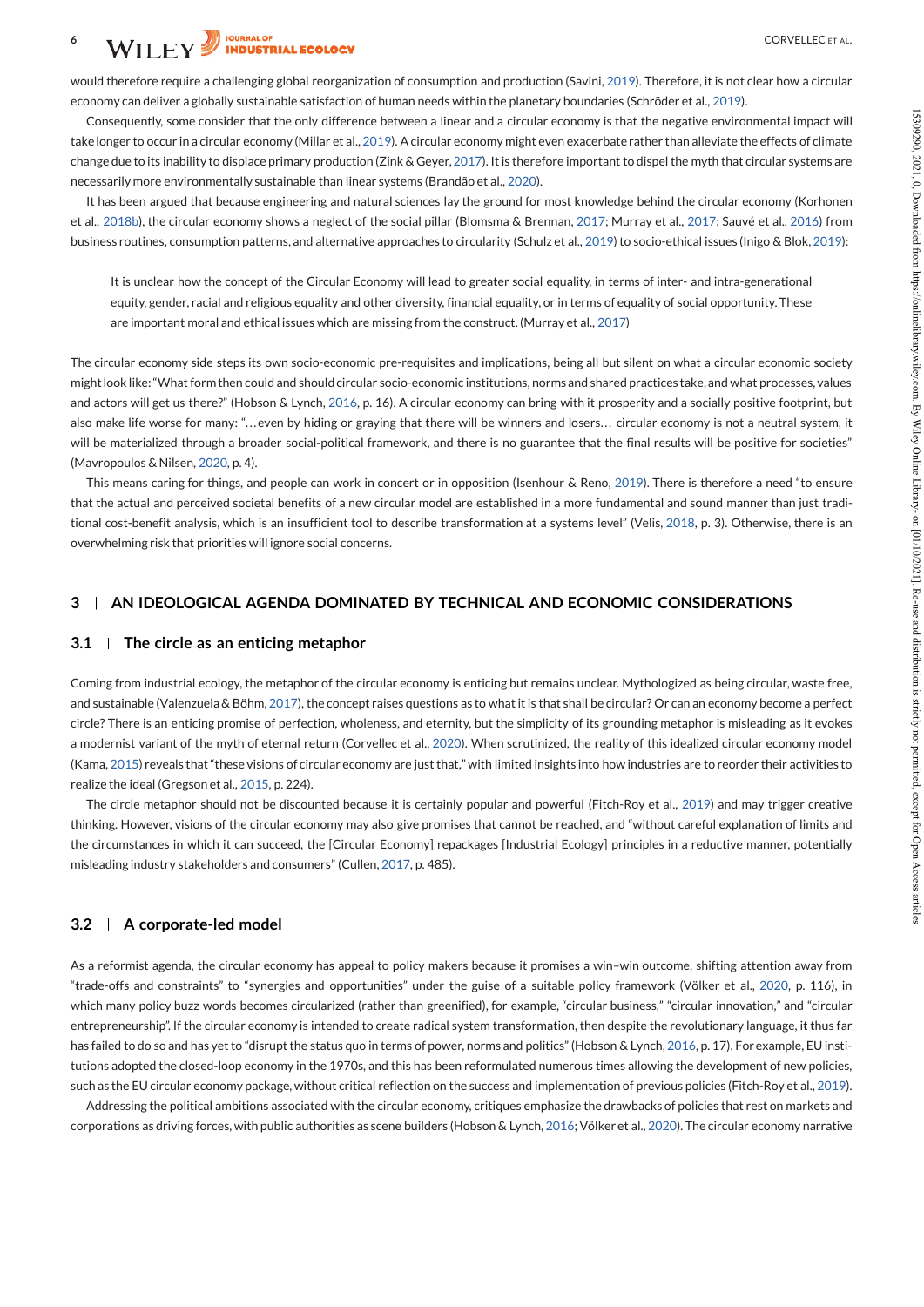would therefore require a challenging global reorganization of consumption and production (Savini, 2019). Therefore, it is not clear how a circular economy can deliver a globally sustainable satisfaction of human needs within the planetary boundaries (Schröder et al., 2019).

Consequently, some consider that the only difference between a linear and a circular economy is that the negative environmental impact will take longer to occur in a circular economy (Millar et al., 2019). A circular economy might even exacerbate rather than alleviate the effects of climate change due to its inability to displace primary production (Zink & Geyer, 2017). It is therefore important to dispel the myth that circular systems are necessarily more environmentally sustainable than linear systems (Brandão et al., 2020).

It has been argued that because engineering and natural sciences lay the ground for most knowledge behind the circular economy (Korhonen et al., 2018b), the circular economy shows a neglect of the social pillar (Blomsma & Brennan, 2017; Murray et al., 2017; Sauvé et al., 2016) from business routines, consumption patterns, and alternative approaches to circularity (Schulz et al., 2019) to socio-ethical issues (Inigo & Blok, 2019):

> It is unclear how the concept of the Circular Economy will lead to greater social equality, in terms of inter- and intra-generational equity, gender, racial and religious equality and other diversity, financial equality, or in terms of equality of social opportunity. These are important moral and ethical issues which are missing from the construct. (Murray et al., 2017)

The circular economy side steps its own socio-economic pre-requisites and implications, being all but silent on what a circular economic society might look like: "What form then could and should circular socio-economic institutions, norms and shared practices take, and what processes, values and actors will get us there?" (Hobson & Lynch, 2016, p. 16). A circular economy can bring with it prosperity and a socially positive footprint, but also make life worse for many: "…even by hiding or graying that there will be winners and losers… circular economy is not a neutral system, it will be materialized through a broader social-political framework, and there is no guarantee that the final results will be positive for societies" (Mavropoulos & Nilsen, 2020, p. 4).

This means caring for things, and people can work in concert or in opposition (Isenhour & Reno, 2019). There is therefore a need "to ensure that the actual and perceived societal benefits of a new circular model are established in a more fundamental and sound manner than just traditional cost-benefit analysis, which is an insufficient tool to describe transformation at a systems level" (Velis, 2018, p. 3). Otherwise, there is an overwhelming risk that priorities will ignore social concerns.

## 3 | AN IDEOLOGICAL AGENDA DOMINATED BY TECHNICAL AND ECONOMIC CONSIDERATIONS

### 3.1 | The circle as an enticing metaphor

Coming from industrial ecology, the metaphor of the circular economy is enticing but remains unclear. Mythologized as being circular, waste free, and sustainable (Valenzuela & Böhm, 2017), the concept raises questions as to what it is that shall be circular? Or can an economy become a perfect circle? There is an enticing promise of perfection, wholeness, and eternity, but the simplicity of its grounding metaphor is misleading as it evokes a modernist variant of the myth of eternal return (Corvellec et al., 2020). When scrutinized, the reality of this idealized circular economy model (Kama, 2015) reveals that "these visions of circular economy are just that," with limited insights into how industries are to reorder their activities to realize the ideal (Gregson et al., 2015, p. 224).

The circle metaphor should not be discounted because it is certainly popular and powerful (Fitch-Roy et al., 2019) and may trigger creative thinking. However, visions of the circular economy may also give promises that cannot be reached, and "without careful explanation of limits and the circumstances in which it can succeed, the [Circular Economy] repackages [Industrial Ecology] principles in a reductive manner, potentially misleading industry stakeholders and consumers" (Cullen, 2017, p. 485).

### 3.2 | A corporate-led model

As a reformist agenda, the circular economy has appeal to policy makers because it promises a win–win outcome, shifting attention away from "trade-offs and constraints" to "synergies and opportunities" under the guise of a suitable policy framework (Völker et al., 2020, p. 116), in which many policy buzz words becomes circularized (rather than greenified), for example, "circular business," "circular innovation," and "circular entrepreneurship". If the circular economy is intended to create radical system transformation, then despite the revolutionary language, it thus far has failed to do so and has yet to "disrupt the status quo in terms of power, norms and politics" (Hobson & Lynch, 2016, p. 17). For example, EU institutions adopted the closed-loop economy in the 1970s, and this has been reformulated numerous times allowing the development of new policies, such as the EU circular economy package, without critical reflection on the success and implementation of previous policies (Fitch-Roy et al., 2019).

Addressing the political ambitions associated with the circular economy, critiques emphasize the drawbacks of policies that rest on markets and corporations as driving forces, with public authorities as scene builders (Hobson & Lynch, 2016; Völker et al., 2020). The circular economy narrative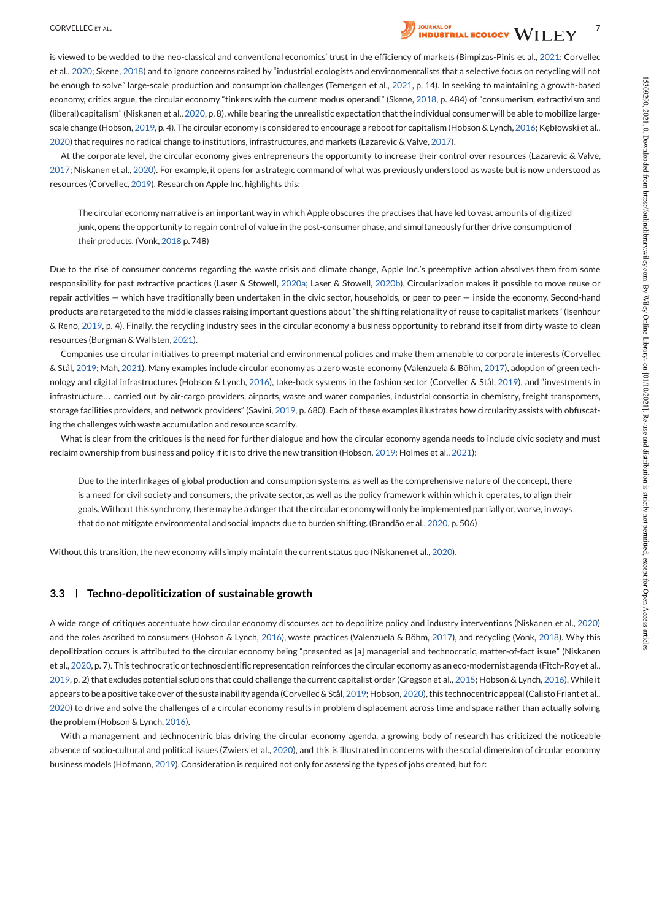is viewed to be wedded to the neo-classical and conventional economics' trust in the efficiency of markets (Bimpizas-Pinis et al., 2021; Corvellec et al., 2020; Skene, 2018) and to ignore concerns raised by "industrial ecologists and environmentalists that a selective focus on recycling will not be enough to solve" large-scale production and consumption challenges (Temesgen et al., 2021, p. 14). In seeking to maintaining a growth-based economy, critics argue, the circular economy "tinkers with the current modus operandi" (Skene, 2018, p. 484) of "consumerism, extractivism and (liberal) capitalism" (Niskanen et al., 2020, p. 8), while bearing the unrealistic expectation that the individual consumer will be able to mobilize large-scale change (Hobson, 2019, p. 4). The circular economy is considered to encourage a reboot for capitalism (Hobson & Lynch, 2016; Kębłowski et al., 2020) that requires no radical change to institutions, infrastructures, and markets (Lazarevic & Valve, 2017).

At the corporate level, the circular economy gives entrepreneurs the opportunity to increase their control over resources (Lazarevic & Valve, 2017; Niskanen et al., 2020). For example, it opens for a strategic command of what was previously understood as waste but is now understood as resources (Corvellec, 2019). Research on Apple Inc. highlights this:

> The circular economy narrative is an important way in which Apple obscures the practises that have led to vast amounts of digitized junk, opens the opportunity to regain control of value in the post-consumer phase, and simultaneously further drive consumption of their products. (Vonk, 2018 p. 748)

Due to the rise of consumer concerns regarding the waste crisis and climate change, Apple Inc.'s preemptive action absolves them from some responsibility for past extractive practices (Laser & Stowell, 2020a; Laser & Stowell, 2020b). Circularization makes it possible to move reuse or repair activities — which have traditionally been undertaken in the civic sector, households, or peer to peer — inside the economy. Second-hand products are retargeted to the middle classes raising important questions about "the shifting relationality of reuse to capitalist markets" (Isenhour & Reno, 2019, p. 4). Finally, the recycling industry sees in the circular economy a business opportunity to rebrand itself from dirty waste to clean resources (Burgman & Wallsten, 2021).

Companies use circular initiatives to preempt material and environmental policies and make them amenable to corporate interests (Corvellec & Stål, 2019; Mah, 2021). Many examples include circular economy as a zero waste economy (Valenzuela & Böhm, 2017), adoption of green technology and digital infrastructures (Hobson & Lynch, 2016), take-back systems in the fashion sector (Corvellec & Stål, 2019), and "investments in infrastructure… carried out by air-cargo providers, airports, waste and water companies, industrial consortia in chemistry, freight transporters, storage facilities providers, and network providers" (Savini, 2019, p. 680). Each of these examples illustrates how circularity assists with obfuscating the challenges with waste accumulation and resource scarcity.

What is clear from the critiques is the need for further dialogue and how the circular economy agenda needs to include civic society and must reclaim ownership from business and policy if it is to drive the new transition (Hobson, 2019; Holmes et al., 2021):

> Due to the interlinkages of global production and consumption systems, as well as the comprehensive nature of the concept, there is a need for civil society and consumers, the private sector, as well as the policy framework within which it operates, to align their goals. Without this synchrony, there may be a danger that the circular economy will only be implemented partially or, worse, in ways that do not mitigate environmental and social impacts due to burden shifting. (Brandão et al., 2020, p. 506)

Without this transition, the new economy will simply maintain the current status quo (Niskanen et al., 2020).

### 3.3 | Techno-depoliticization of sustainable growth

A wide range of critiques accentuate how circular economy discourses act to depolitize policy and industry interventions (Niskanen et al., 2020) and the roles ascribed to consumers (Hobson & Lynch, 2016), waste practices (Valenzuela & Böhm, 2017), and recycling (Vonk, 2018). Why this depolitization occurs is attributed to the circular economy being "presented as [a] managerial and technocratic, matter-of-fact issue" (Niskanen et al., 2020, p. 7). This technocratic or technoscientific representation reinforces the circular economy as an eco-modernist agenda (Fitch-Roy et al., 2019, p. 2) that excludes potential solutions that could challenge the current capitalist order (Gregson et al., 2015; Hobson & Lynch, 2016). While it appears to be a positive take over of the sustainability agenda (Corvellec & Stål, 2019; Hobson, 2020), this technocentric appeal (Calisto Friant et al., 2020) to drive and solve the challenges of a circular economy results in problem displacement across time and space rather than actually solving the problem (Hobson & Lynch, 2016).

With a management and technocentric bias driving the circular economy agenda, a growing body of research has criticized the noticeable absence of socio-cultural and political issues (Zwiers et al., 2020), and this is illustrated in concerns with the social dimension of circular economy business models (Hofmann, 2019). Consideration is required not only for assessing the types of jobs created, but for: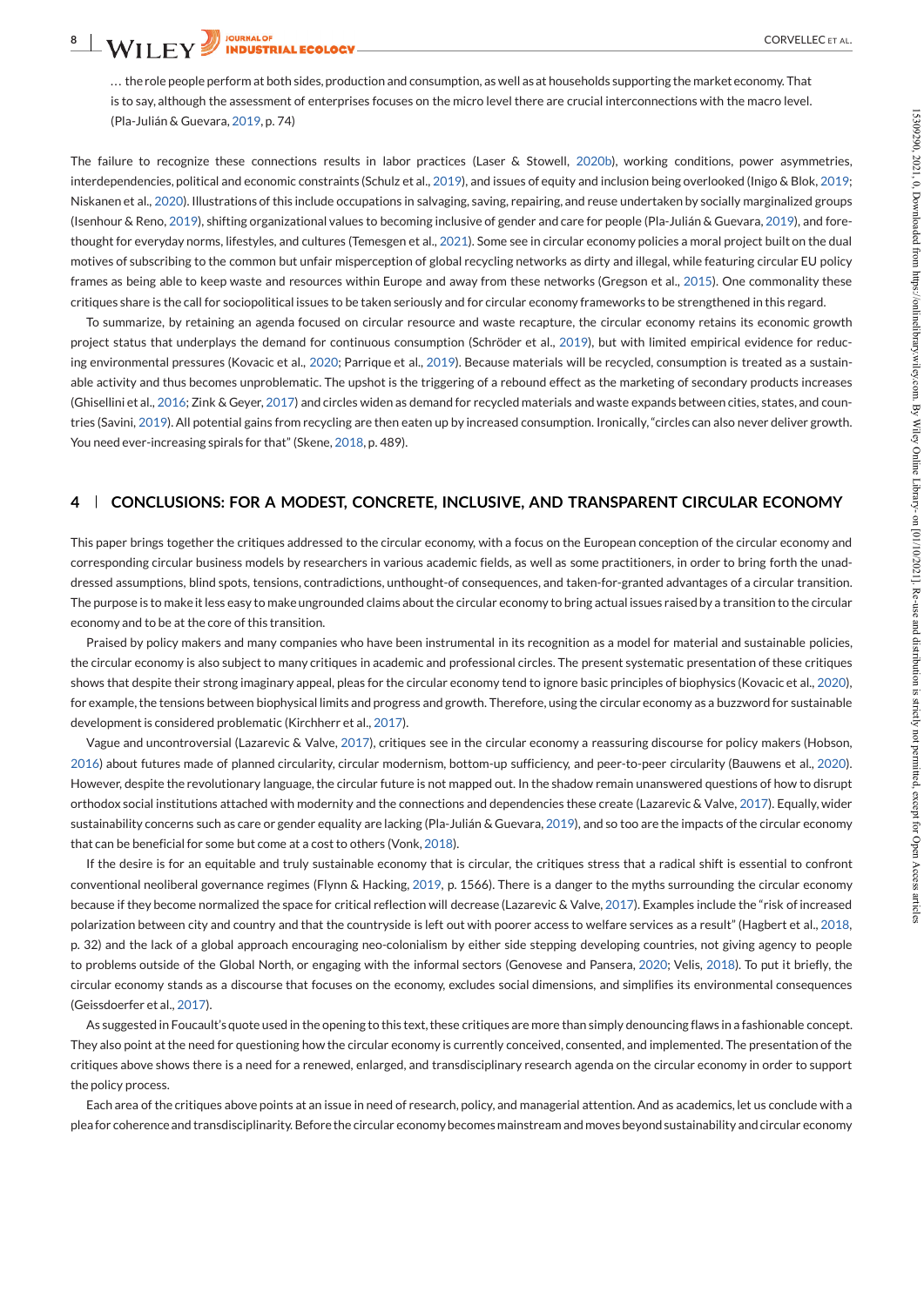> … the role people perform at both sides, production and consumption, as well as at households supporting the market economy. That is to say, although the assessment of enterprises focuses on the micro level there are crucial interconnections with the macro level. (Pla-Julián & Guevara, 2019, p. 74)

The failure to recognize these connections results in labor practices (Laser & Stowell, 2020b), working conditions, power asymmetries, interdependencies, political and economic constraints (Schulz et al., 2019), and issues of equity and inclusion being overlooked (Inigo & Blok, 2019; Niskanen et al., 2020). Illustrations of this include occupations in salvaging, saving, repairing, and reuse undertaken by socially marginalized groups (Isenhour & Reno, 2019), shifting organizational values to becoming inclusive of gender and care for people (Pla-Julián & Guevara, 2019), and forethought for everyday norms, lifestyles, and cultures (Temesgen et al., 2021). Some see in circular economy policies a moral project built on the dual motives of subscribing to the common but unfair misperception of global recycling networks as dirty and illegal, while featuring circular EU policy frames as being able to keep waste and resources within Europe and away from these networks (Gregson et al., 2015). One commonality these critiques share is the call for sociopolitical issues to be taken seriously and for circular economy frameworks to be strengthened in this regard.

To summarize, by retaining an agenda focused on circular resource and waste recapture, the circular economy retains its economic growth project status that underplays the demand for continuous consumption (Schröder et al., 2019), but with limited empirical evidence for reducing environmental pressures (Kovacic et al., 2020; Parrique et al., 2019). Because materials will be recycled, consumption is treated as a sustainable activity and thus becomes unproblematic. The upshot is the triggering of a rebound effect as the marketing of secondary products increases (Ghisellini et al., 2016; Zink & Geyer, 2017) and circles widen as demand for recycled materials and waste expands between cities, states, and countries (Savini, 2019). All potential gains from recycling are then eaten up by increased consumption. Ironically, "circles can also never deliver growth. You need ever-increasing spirals for that" (Skene, 2018, p. 489).

## 4 | CONCLUSIONS: FOR A MODEST, CONCRETE, INCLUSIVE, AND TRANSPARENT CIRCULAR ECONOMY

This paper brings together the critiques addressed to the circular economy, with a focus on the European conception of the circular economy and corresponding circular business models by researchers in various academic fields, as well as some practitioners, in order to bring forth the unaddressed assumptions, blind spots, tensions, contradictions, unthought-of consequences, and taken-for-granted advantages of a circular transition. The purpose is to make it less easy to make ungrounded claims about the circular economy to bring actual issues raised by a transition to the circular economy and to be at the core of this transition.

Praised by policy makers and many companies who have been instrumental in its recognition as a model for material and sustainable policies, the circular economy is also subject to many critiques in academic and professional circles. The present systematic presentation of these critiques shows that despite their strong imaginary appeal, pleas for the circular economy tend to ignore basic principles of biophysics (Kovacic et al., 2020), for example, the tensions between biophysical limits and progress and growth. Therefore, using the circular economy as a buzzword for sustainable development is considered problematic (Kirchherr et al., 2017).

Vague and uncontroversial (Lazarevic & Valve, 2017), critiques see in the circular economy a reassuring discourse for policy makers (Hobson, 2016) about futures made of planned circularity, circular modernism, bottom-up sufficiency, and peer-to-peer circularity (Bauwens et al., 2020). However, despite the revolutionary language, the circular future is not mapped out. In the shadow remain unanswered questions of how to disrupt orthodox social institutions attached with modernity and the connections and dependencies these create (Lazarevic & Valve, 2017). Equally, wider sustainability concerns such as care or gender equality are lacking (Pla-Julián & Guevara, 2019), and so too are the impacts of the circular economy that can be beneficial for some but come at a cost to others (Vonk, 2018).

If the desire is for an equitable and truly sustainable economy that is circular, the critiques stress that a radical shift is essential to confront conventional neoliberal governance regimes (Flynn & Hacking, 2019, p. 1566). There is a danger to the myths surrounding the circular economy because if they become normalized the space for critical reflection will decrease (Lazarevic & Valve, 2017). Examples include the "risk of increased polarization between city and country and that the countryside is left out with poorer access to welfare services as a result" (Hagbert et al., 2018, p. 32) and the lack of a global approach encouraging neo-colonialism by either side stepping developing countries, not giving agency to people to problems outside of the Global North, or engaging with the informal sectors (Genovese and Pansera, 2020; Velis, 2018). To put it briefly, the circular economy stands as a discourse that focuses on the economy, excludes social dimensions, and simplifies its environmental consequences (Geissdoerfer et al., 2017).

As suggested in Foucault's quote used in the opening to this text, these critiques are more than simply denouncing flaws in a fashionable concept. They also point at the need for questioning how the circular economy is currently conceived, consented, and implemented. The presentation of the critiques above shows there is a need for a renewed, enlarged, and transdisciplinary research agenda on the circular economy in order to support the policy process.

Each area of the critiques above points at an issue in need of research, policy, and managerial attention. And as academics, let us conclude with a plea for coherence and transdisciplinarity. Before the circular economy becomes mainstream and moves beyond sustainability and circular economy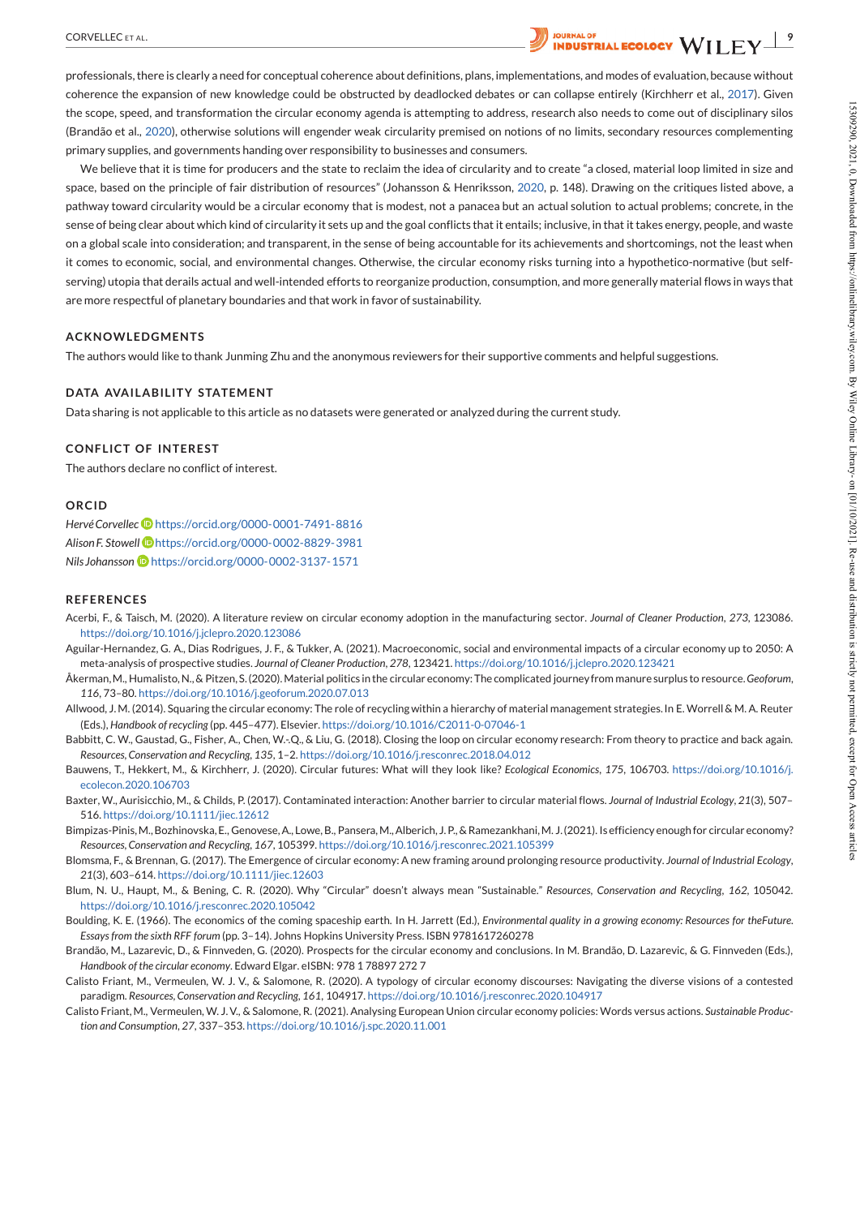professionals, there is clearly a need for conceptual coherence about definitions, plans, implementations, and modes of evaluation, because without coherence the expansion of new knowledge could be obstructed by deadlocked debates or can collapse entirely (Kirchherr et al., 2017). Given the scope, speed, and transformation the circular economy agenda is attempting to address, research also needs to come out of disciplinary silos (Brandão et al., 2020), otherwise solutions will engender weak circularity premised on notions of no limits, secondary resources complementing primary supplies, and governments handing over responsibility to businesses and consumers.

We believe that it is time for producers and the state to reclaim the idea of circularity and to create "a closed, material loop limited in size and space, based on the principle of fair distribution of resources" (Johansson & Henriksson, 2020, p. 148). Drawing on the critiques listed above, a pathway toward circularity would be a circular economy that is modest, not a panacea but an actual solution to actual problems; concrete, in the sense of being clear about which kind of circularity it sets up and the goal conflicts that it entails; inclusive, in that it takes energy, people, and waste on a global scale into consideration; and transparent, in the sense of being accountable for its achievements and shortcomings, not the least when it comes to economic, social, and environmental changes. Otherwise, the circular economy risks turning into a hypothetico-normative (but self-serving) utopia that derails actual and well-intended efforts to reorganize production, consumption, and more generally material flows in ways that are more respectful of planetary boundaries and that work in favor of sustainability.

## ACKNOWLEDGMENTS

The authors would like to thank Junming Zhu and the anonymous reviewers for their supportive comments and helpful suggestions.

## DATA AVAILABILITY STATEMENT

Data sharing is not applicable to this article as no datasets were generated or analyzed during the current study.

## CONFLICT OF INTEREST

The authors declare no conflict of interest.

## ORCID

*Hervé Corvellec* https://orcid.org/0000-0001-7491-8816
*Alison F. Stowell* https://orcid.org/0000-0002-8829-3981
*Nils Johansson* https://orcid.org/0000-0002-3137-1571

## REFERENCES

Acerbi, F., & Taisch, M. (2020). A literature review on circular economy adoption in the manufacturing sector. *Journal of Cleaner Production*, *273*, 123086. https://doi.org/10.1016/j.jclepro.2020.123086

Aguilar-Hernandez, G. A., Dias Rodrigues, J. F., & Tukker, A. (2021). Macroeconomic, social and environmental impacts of a circular economy up to 2050: A meta-analysis of prospective studies. *Journal of Cleaner Production*, *278*, 123421. https://doi.org/10.1016/j.jclepro.2020.123421

Åkerman, M., Humalisto, N., & Pitzen, S. (2020). Material politics in the circular economy: The complicated journey from manure surplus to resource. *Geoforum*, *116*, 73–80. https://doi.org/10.1016/j.geoforum.2020.07.013

Allwood, J. M. (2014). Squaring the circular economy: The role of recycling within a hierarchy of material management strategies. In E. Worrell & M. A. Reuter (Eds.), *Handbook of recycling* (pp. 445–477). Elsevier. https://doi.org/10.1016/C2011-0-07046-1

Babbitt, C. W., Gaustad, G., Fisher, A., Chen, W.-Q., & Liu, G. (2018). Closing the loop on circular economy research: From theory to practice and back again. *Resources, Conservation and Recycling*, *135*, 1–2. https://doi.org/10.1016/j.resconrec.2018.04.012

Bauwens, T., Hekkert, M., & Kirchherr, J. (2020). Circular futures: What will they look like? *Ecological Economics*, *175*, 106703. https://doi.org/10.1016/j.ecolecon.2020.106703

Baxter, W., Aurisicchio, M., & Childs, P. (2017). Contaminated interaction: Another barrier to circular material flows. *Journal of Industrial Ecology*, *21*(3), 507–516. https://doi.org/10.1111/jiec.12612

Bimpizas-Pinis, M., Bozhinovska, E., Genovese, A., Lowe, B., Pansera, M., Alberich, J. P., & Ramezankhani, M. J. (2021). Is efficiency enough for circular economy? *Resources, Conservation and Recycling*, *167*, 105399. https://doi.org/10.1016/j.resconrec.2021.105399

Blomsma, F., & Brennan, G. (2017). The Emergence of circular economy: A new framing around prolonging resource productivity. *Journal of Industrial Ecology*, *21*(3), 603–614. https://doi.org/10.1111/jiec.12603

Blum, N. U., Haupt, M., & Bening, C. R. (2020). Why "Circular" doesn't always mean "Sustainable." *Resources, Conservation and Recycling*, *162*, 105042. https://doi.org/10.1016/j.resconrec.2020.105042

Boulding, K. E. (1966). The economics of the coming spaceship earth. In H. Jarrett (Ed.), *Environmental quality in a growing economy: Resources for theFuture. Essays from the sixth RFF forum* (pp. 3–14). Johns Hopkins University Press. ISBN 9781617260278

Brandão, M., Lazarevic, D., & Finnveden, G. (2020). Prospects for the circular economy and conclusions. In M. Brandão, D. Lazarevic, & G. Finnveden (Eds.), *Handbook of the circular economy*. Edward Elgar. eISBN: 978 1 78897 272 7

Calisto Friant, M., Vermeulen, W. J. V., & Salomone, R. (2020). A typology of circular economy discourses: Navigating the diverse visions of a contested paradigm. *Resources, Conservation and Recycling*, *161*, 104917. https://doi.org/10.1016/j.resconrec.2020.104917

Calisto Friant, M., Vermeulen, W. J. V., & Salomone, R. (2021). Analysing European Union circular economy policies: Words versus actions. *Sustainable Production and Consumption*, *27*, 337–353. https://doi.org/10.1016/j.spc.2020.11.001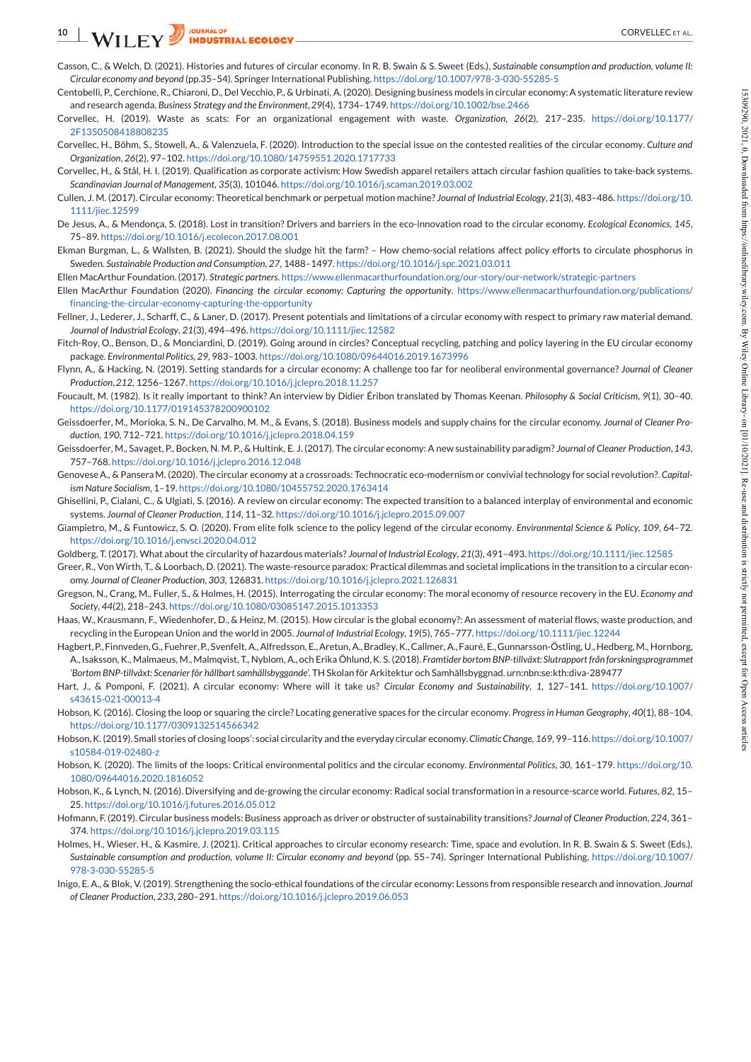Casson, C., & Welch, D. (2021). Histories and futures of circular economy. In R. B. Swain & S. Sweet (Eds.), *Sustainable consumption and production, volume II: Circular economy and beyond* (pp.35–54). Springer International Publishing. https://doi.org/10.1007/978-3-030-55285-5

Centobelli, P., Cerchione, R., Chiaroni, D., Del Vecchio, P., & Urbinati, A. (2020). Designing business models in circular economy: A systematic literature review and research agenda. *Business Strategy and the Environment*, *29*(4), 1734–1749. https://doi.org/10.1002/bse.2466

Corvellec, H. (2019). Waste as scats: For an organizational engagement with waste. *Organization*, *26*(2), 217–235. https://doi.org/10.1177/2F1350508418808235

Corvellec, H., Böhm, S., Stowell, A., & Valenzuela, F. (2020). Introduction to the special issue on the contested realities of the circular economy. *Culture and Organization*, *26*(2), 97–102. https://doi.org/10.1080/14759551.2020.1717733

Corvellec, H., & Stål, H. I. (2019). Qualification as corporate activism: How Swedish apparel retailers attach circular fashion qualities to take-back systems. *Scandinavian Journal of Management*, *35*(3), 101046. https://doi.org/10.1016/j.scaman.2019.03.002

Cullen, J. M. (2017). Circular economy: Theoretical benchmark or perpetual motion machine? *Journal of Industrial Ecology*, *21*(3), 483–486. https://doi.org/10.1111/jiec.12599

De Jesus, A., & Mendonça, S. (2018). Lost in transition? Drivers and barriers in the eco-innovation road to the circular economy. *Ecological Economics*, *145*, 75–89. https://doi.org/10.1016/j.ecolecon.2017.08.001

Ekman Burgman, L., & Wallsten, B. (2021). Should the sludge hit the farm? – How chemo-social relations affect policy efforts to circulate phosphorus in Sweden. *Sustainable Production and Consumption*, *27*, 1488–1497. https://doi.org/10.1016/j.spc.2021.03.011

Ellen MacArthur Foundation. (2017). *Strategic partners*. https://www.ellenmacarthurfoundation.org/our-story/our-network/strategic-partners

Ellen MacArthur Foundation (2020). *Financing the circular economy: Capturing the opportunity*. https://www.ellenmacarthurfoundation.org/publications/financing-the-circular-economy-capturing-the-opportunity

Fellner, J., Lederer, J., Scharff, C., & Laner, D. (2017). Present potentials and limitations of a circular economy with respect to primary raw material demand. *Journal of Industrial Ecology*, *21*(3), 494–496. https://doi.org/10.1111/jiec.12582

Fitch-Roy, O., Benson, D., & Monciardini, D. (2019). Going around in circles? Conceptual recycling, patching and policy layering in the EU circular economy package. *Environmental Politics*, *29*, 983–1003. https://doi.org/10.1080/09644016.2019.1673996

Flynn, A., & Hacking, N. (2019). Setting standards for a circular economy: A challenge too far for neoliberal environmental governance? *Journal of Cleaner Production*, *212*, 1256–1267. https://doi.org/10.1016/j.jclepro.2018.11.257

Foucault, M. (1982). Is it really important to think? An interview by Didier Éribon translated by Thomas Keenan. *Philosophy & Social Criticism*, *9*(1), 30–40. https://doi.org/10.1177/019145378200900102

Geissdoerfer, M., Morioka, S. N., De Carvalho, M. M., & Evans, S. (2018). Business models and supply chains for the circular economy. *Journal of Cleaner Production*, *190*, 712–721. https://doi.org/10.1016/j.jclepro.2018.04.159

Geissdoerfer, M., Savaget, P., Bocken, N. M. P., & Hultink, E. J. (2017). The circular economy: A new sustainability paradigm? *Journal of Cleaner Production*, *143*, 757–768. https://doi.org/10.1016/j.jclepro.2016.12.048

Genovese A., & Pansera M. (2020). The circular economy at a crossroads: Technocratic eco-modernism or convivial technology for social revolution?. *Capitalism Nature Socialism*, 1–19. https://doi.org/10.1080/10455752.2020.1763414

Ghisellini, P., Cialani, C., & Ulgiati, S. (2016). A review on circular economy: The expected transition to a balanced interplay of environmental and economic systems. *Journal of Cleaner Production*, *114*, 11–32. https://doi.org/10.1016/j.jclepro.2015.09.007

Giampietro, M., & Funtowicz, S. O. (2020). From elite folk science to the policy legend of the circular economy. *Environmental Science & Policy*, *109*, 64–72. https://doi.org/10.1016/j.envsci.2020.04.012

Goldberg, T. (2017). What about the circularity of hazardous materials? *Journal of Industrial Ecology*, *21*(3), 491–493. https://doi.org/10.1111/jiec.12585

Greer, R., Von Wirth, T., & Loorbach, D. (2021). The waste-resource paradox: Practical dilemmas and societal implications in the transition to a circular economy. *Journal of Cleaner Production*, *303*, 126831. https://doi.org/10.1016/j.jclepro.2021.126831

Gregson, N., Crang, M., Fuller, S., & Holmes, H. (2015). Interrogating the circular economy: The moral economy of resource recovery in the EU. *Economy and Society*, *44*(2), 218–243. https://doi.org/10.1080/03085147.2015.1013353

Haas, W., Krausmann, F., Wiedenhofer, D., & Heinz, M. (2015). How circular is the global economy?: An assessment of material flows, waste production, and recycling in the European Union and the world in 2005. *Journal of Industrial Ecology*, *19*(5), 765–777. https://doi.org/10.1111/jiec.12244

Hagbert, P., Finnveden, G., Fuehrer, P., Svenfelt, A., Alfredsson, E., Aretun, A., Bradley, K., Callmer, A., Fauré, E., Gunnarsson-Östling, U., Hedberg, M., Hornborg, A., Isaksson, K., Malmaeus, M., Malmqvist, T., Nyblom, A., och Erika Öhlund, K. S. (2018). *Framtider bortom BNP-tillväxt: Slutrapport från forskningsprogrammet 'Bortom BNP-tillväxt: Scenarier för hållbart samhällsbyggande'*. TH Skolan för Arkitektur och Samhällsbyggnad. urn:nbn:se:kth:diva-289477

Hart, J., & Pomponi, F. (2021). A circular economy: Where will it take us? *Circular Economy and Sustainability*, *1*, 127–141. https://doi.org/10.1007/s43615-021-00013-4

Hobson, K. (2016). Closing the loop or squaring the circle? Locating generative spaces for the circular economy. *Progress in Human Geography*, *40*(1), 88–104. https://doi.org/10.1177/0309132514566342

Hobson, K. (2019). Small stories of closing loops': social circularity and the everyday circular economy. *Climatic Change*, *169*, 99–116. https://doi.org/10.1007/s10584-019-02480-z

Hobson, K. (2020). The limits of the loops: Critical environmental politics and the circular economy. *Environmental Politics*, *30*, 161–179. https://doi.org/10.1080/09644016.2020.1816052

Hobson, K., & Lynch, N. (2016). Diversifying and de-growing the circular economy: Radical social transformation in a resource-scarce world. *Futures*, *82*, 15–25. https://doi.org/10.1016/j.futures.2016.05.012

Hofmann, F. (2019). Circular business models: Business approach as driver or obstructer of sustainability transitions? *Journal of Cleaner Production*, *224*, 361–374. https://doi.org/10.1016/j.jclepro.2019.03.115

Holmes, H., Wieser, H., & Kasmire, J. (2021). Critical approaches to circular economy research: Time, space and evolution. In R. B. Swain & S. Sweet (Eds.), *Sustainable consumption and production, volume II: Circular economy and beyond* (pp. 55–74). Springer International Publishing. https://doi.org/10.1007/978-3-030-55285-5

Inigo, E. A., & Blok, V. (2019). Strengthening the socio-ethical foundations of the circular economy: Lessons from responsible research and innovation. *Journal of Cleaner Production*, *233*, 280–291. https://doi.org/10.1016/j.jclepro.2019.06.053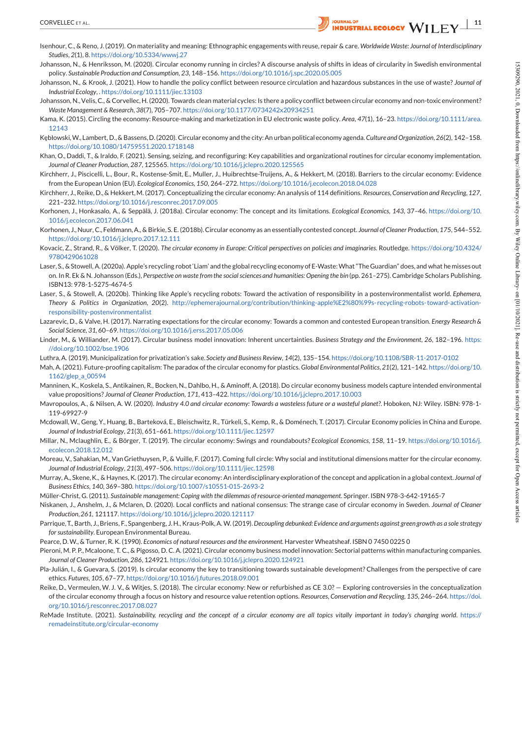Isenhour, C., & Reno, J. (2019). On materiality and meaning: Ethnographic engagements with reuse, repair & care. *Worldwide Waste: Journal of Interdisciplinary Studies*, *2*(1), 8. https://doi.org/10.5334/wwwj.27

Johansson, N., & Henriksson, M. (2020). Circular economy running in circles? A discourse analysis of shifts in ideas of circularity in Swedish environmental policy. *Sustainable Production and Consumption*, *23*, 148–156. https://doi.org/10.1016/j.spc.2020.05.005

Johansson, N., & Krook, J. (2021). How to handle the policy conflict between resource circulation and hazardous substances in the use of waste? *Journal of Industrial Ecology*, . https://doi.org/10.1111/jiec.13103

Johansson, N., Velis, C., & Corvellec, H. (2020). Towards clean material cycles: Is there a policy conflict between circular economy and non-toxic environment? *Waste Management & Research*, *38*(7), 705–707. https://doi.org/10.1177/0734242x20934251

Kama, K. (2015). Circling the economy: Resource-making and marketization in EU electronic waste policy. *Area*, *47*(1), 16–23. https://doi.org/10.1111/area.12143

Kębłowski, W., Lambert, D., & Bassens, D. (2020). Circular economy and the city: An urban political economy agenda. *Culture and Organization*, *26*(2), 142–158. https://doi.org/10.1080/14759551.2020.1718148

Khan, O., Daddi, T., & Iraldo, F. (2021). Sensing, seizing, and reconfiguring: Key capabilities and organizational routines for circular economy implementation. *Journal of Cleaner Production*, *287*, 125565. https://doi.org/10.1016/j.jclepro.2020.125565

Kirchherr, J., Piscicelli, L., Bour, R., Kostense-Smit, E., Muller, J., Huibrechtse-Truijens, A., & Hekkert, M. (2018). Barriers to the circular economy: Evidence from the European Union (EU). *Ecological Economics*, *150*, 264–272. https://doi.org/10.1016/j.ecolecon.2018.04.028

Kirchherr, J., Reike, D., & Hekkert, M. (2017). Conceptualizing the circular economy: An analysis of 114 definitions. *Resources, Conservation and Recycling*, *127*, 221–232. https://doi.org/10.1016/j.resconrec.2017.09.005

Korhonen, J., Honkasalo, A., & Seppälä, J. (2018a). Circular economy: The concept and its limitations. *Ecological Economics*, *143*, 37–46. https://doi.org/10.1016/j.ecolecon.2017.06.041

Korhonen, J., Nuur, C., Feldmann, A., & Birkie, S. E. (2018b). Circular economy as an essentially contested concept. *Journal of Cleaner Production*, *175*, 544–552. https://doi.org/10.1016/j.jclepro.2017.12.111

Kovacic, Z., Strand, R., & Völker, T. (2020). *The circular economy in Europe: Critical perspectives on policies and imaginaries*. Routledge. https://doi.org/10.4324/9780429061028

Laser, S., & Stowell, A. (2020a). Apple's recycling robot 'Liam' and the global recycling economy of E-Waste: What "The Guardian" does, and what he misses out on. In R. Ek & N. Johansson (Eds.), *Perspective on waste from the social sciences and humanities: Opening the bin* (pp. 261–275). Cambridge Scholars Publishing. ISBN13: 978-1-5275-4674-5

Laser, S., & Stowell, A. (2020b). Thinking like Apple's recycling robots: Toward the activation of responsibility in a postenvironmentalist world. *Ephemera, Theory & Politics in Organization*, *20*(2). http://ephemerajournal.org/contribution/thinking-apple%E2%80%99s-recycling-robots-toward-activation-responsibility-postenvironmentalist

Lazarevic, D., & Valve, H. (2017). Narrating expectations for the circular economy: Towards a common and contested European transition. *Energy Research & Social Science*, *31*, 60–69. https://doi.org/10.1016/j.erss.2017.05.006

Linder, M., & Williander, M. (2017). Circular business model innovation: Inherent uncertainties. *Business Strategy and the Environment*, *26*, 182–196. https://doi.org/10.1002/bse.1906

Luthra, A. (2019). Municipalization for privatization's sake. *Society and Business Review*, *14*(2), 135–154. https://doi.org/10.1108/SBR-11-2017-0102

Mah, A. (2021). Future-proofing capitalism: The paradox of the circular economy for plastics. *Global Environmental Politics*, *21*(2), 121–142. https://doi.org/10.1162/glep_a_00594

Manninen, K., Koskela, S., Antikainen, R., Bocken, N., Dahlbo, H., & Aminoff, A. (2018). Do circular economy business models capture intended environmental value propositions? *Journal of Cleaner Production*, *171*, 413–422. https://doi.org/10.1016/j.jclepro.2017.10.003

Mavropoulos, A., & Nilsen, A. W. (2020). *Industry 4.0 and circular economy: Towards a wasteless future or a wasteful planet?*. Hoboken, NJ: Wiley. ISBN: 978-1-119-69927-9

Mcdowall, W., Geng, Y., Huang, B., Barteková, E., Bleischwitz, R., Türkeli, S., Kemp, R., & Doménech, T. (2017). Circular Economy policies in China and Europe. *Journal of Industrial Ecology*, *21*(3), 651–661. https://doi.org/10.1111/jiec.12597

Millar, N., Mclaughlin, E., & Börger, T. (2019). The circular economy: Swings and roundabouts? *Ecological Economics*, *158*, 11–19. https://doi.org/10.1016/j.ecolecon.2018.12.012

Moreau, V., Sahakian, M., Van Griethuysen, P., & Vuille, F. (2017). Coming full circle: Why social and institutional dimensions matter for the circular economy. *Journal of Industrial Ecology*, *21*(3), 497–506. https://doi.org/10.1111/jiec.12598

Murray, A., Skene, K., & Haynes, K. (2017). The circular economy: An interdisciplinary exploration of the concept and application in a global context. *Journal of Business Ethics*, *140*, 369–380. https://doi.org/10.1007/s10551-015-2693-2

Müller-Christ, G. (2011). *Sustainable management: Coping with the dilemmas of resource-oriented management*. Springer. ISBN 978-3-642-19165-7

Niskanen, J., Anshelm, J., & Mclaren, D. (2020). Local conflicts and national consensus: The strange case of circular economy in Sweden. *Journal of Cleaner Production*, *261*, 121117. https://doi.org/10.1016/j.jclepro.2020.121117

Parrique, T., Barth, J., Briens, F., Spangenberg, J. H., Kraus-Polk, A. W. (2019). *Decoupling debunked: Evidence and arguments against green growth as a sole strategy for sustainability*. European Environmental Bureau.

Pearce, D. W., & Turner, R. K. (1990). *Economics of natural resources and the environment*. Harvester Wheatsheaf. ISBN 0 7450 0225 0

Pieroni, M. P. P., Mcaloone, T. C., & Pigosso, D. C. A. (2021). Circular economy business model innovation: Sectorial patterns within manufacturing companies. *Journal of Cleaner Production*, *286*, 124921. https://doi.org/10.1016/j.jclepro.2020.124921

Pla-Julián, I., & Guevara, S. (2019). Is circular economy the key to transitioning towards sustainable development? Challenges from the perspective of care ethics. *Futures*, *105*, 67–77. https://doi.org/10.1016/j.futures.2018.09.001

Reike, D., Vermeulen, W. J. V., & Witjes, S. (2018). The circular economy: New or refurbished as CE 3.0? — Exploring controversies in the conceptualization of the circular economy through a focus on history and resource value retention options. *Resources, Conservation and Recycling*, *135*, 246–264. https://doi.org/10.1016/j.resconrec.2017.08.027

ReMade Institute. (2021). *Sustainability, recycling and the concept of a circular economy are all topics vitally important in today's changing world*. https://remadeinstitute.org/circular-economy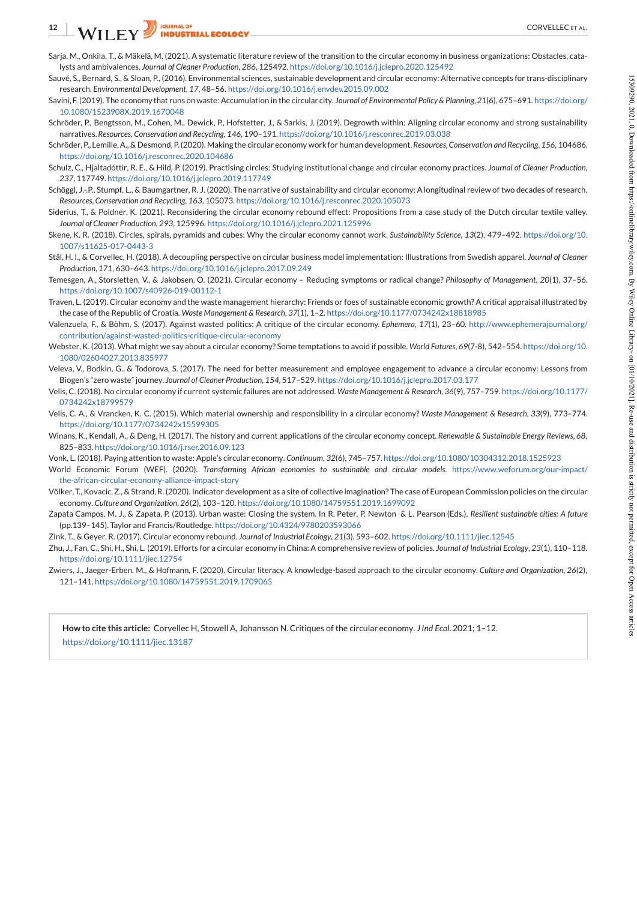Sarja, M., Onkila, T., & Mäkelä, M. (2021). A systematic literature review of the transition to the circular economy in business organizations: Obstacles, catalysts and ambivalences. *Journal of Cleaner Production*, *286*, 125492. https://doi.org/10.1016/j.jclepro.2020.125492

Sauvé, S., Bernard, S., & Sloan, P., (2016). Environmental sciences, sustainable development and circular economy: Alternative concepts for trans-disciplinary research. *Environmental Development*, *17*, 48–56. https://doi.org/10.1016/j.envdev.2015.09.002

Savini, F. (2019). The economy that runs on waste: Accumulation in the circular city. *Journal of Environmental Policy & Planning*, *21*(6), 675–691. https://doi.org/10.1080/1523908X.2019.1670048

Schröder, P., Bengtsson, M., Cohen, M., Dewick, P., Hofstetter, J., & Sarkis, J. (2019). Degrowth within: Aligning circular economy and strong sustainability narratives. *Resources, Conservation and Recycling*, *146*, 190–191. https://doi.org/10.1016/j.resconrec.2019.03.038

Schröder, P., Lemille, A., & Desmond, P. (2020). Making the circular economy work for human development. *Resources, Conservation and Recycling*, *156*, 104686. https://doi.org/10.1016/j.resconrec.2020.104686

Schulz, C., Hjaltadóttir, R. E., & Hild, P. (2019). Practising circles: Studying institutional change and circular economy practices. *Journal of Cleaner Production*, *237*, 117749. https://doi.org/10.1016/j.jclepro.2019.117749

Schöggl, J.-P., Stumpf, L., & Baumgartner, R. J. (2020). The narrative of sustainability and circular economy: A longitudinal review of two decades of research. *Resources, Conservation and Recycling*, *163*, 105073. https://doi.org/10.1016/j.resconrec.2020.105073

Siderius, T., & Poldner, K. (2021). Reconsidering the circular economy rebound effect: Propositions from a case study of the Dutch circular textile valley. *Journal of Cleaner Production*, *293*, 125996. https://doi.org/10.1016/j.jclepro.2021.125996

Skene, K. R. (2018). Circles, spirals, pyramids and cubes: Why the circular economy cannot work. *Sustainability Science*, *13*(2), 479–492. https://doi.org/10.1007/s11625-017-0443-3

Stål, H. I., & Corvellec, H. (2018). A decoupling perspective on circular business model implementation: Illustrations from Swedish apparel. *Journal of Cleaner Production*, *171*, 630–643. https://doi.org/10.1016/j.jclepro.2017.09.249

Temesgen, A., Storsletten, V., & Jakobsen, O. (2021). Circular economy – Reducing symptoms or radical change? *Philosophy of Management*, *20*(1), 37–56. https://doi.org/10.1007/s40926-019-00112-1

Traven, L. (2019). Circular economy and the waste management hierarchy: Friends or foes of sustainable economic growth? A critical appraisal illustrated by the case of the Republic of Croatia. *Waste Management & Research*, *37*(1), 1–2. https://doi.org/10.1177/0734242x18818985

Valenzuela, F., & Böhm, S. (2017). Against wasted politics: A critique of the circular economy. *Ephemera*, *17*(1), 23–60. http://www.ephemerajournal.org/contribution/against-wasted-politics-critique-circular-economy

Webster, K. (2013). What might we say about a circular economy? Some temptations to avoid if possible. *World Futures*, *69*(7-8), 542–554. https://doi.org/10.1080/02604027.2013.835977

Veleva, V., Bodkin, G., & Todorova, S. (2017). The need for better measurement and employee engagement to advance a circular economy: Lessons from Biogen's "zero waste" journey. *Journal of Cleaner Production*, *154*, 517–529. https://doi.org/10.1016/j.jclepro.2017.03.177

Velis, C. (2018). No circular economy if current systemic failures are not addressed. *Waste Management & Research*, *36*(9), 757–759. https://doi.org/10.1177/0734242x18799579

Velis, C. A., & Vrancken, K. C. (2015). Which material ownership and responsibility in a circular economy? *Waste Management & Research*, *33*(9), 773–774. https://doi.org/10.1177/0734242x15599305

Winans, K., Kendall, A., & Deng, H. (2017). The history and current applications of the circular economy concept. *Renewable & Sustainable Energy Reviews*, *68*, 825–833. https://doi.org/10.1016/j.rser.2016.09.123

Vonk, L. (2018). Paying attention to waste: Apple's circular economy. *Continuum*, *32*(6), 745–757. https://doi.org/10.1080/10304312.2018.1525923

World Economic Forum (WEF). (2020). *Transforming African economies to sustainable and circular models*. https://www.weforum.org/our-impact/the-african-circular-economy-alliance-impact-story

Völker, T., Kovacic, Z., & Strand, R. (2020). Indicator development as a site of collective imagination? The case of European Commission policies on the circular economy. *Culture and Organization*, *26*(2), 103–120. https://doi.org/10.1080/14759551.2019.1699092

Zapata Campos, M. J., & Zapata, P. (2013). Urban waste: Closing the system. In R. Peter, P. Newton & L. Pearson (Eds.), *Resilient sustainable cities: A future* (pp.139–145). Taylor and Francis/Routledge. https://doi.org/10.4324/9780203593066

Zink, T., & Geyer, R. (2017). Circular economy rebound. *Journal of Industrial Ecology*, *21*(3), 593–602. https://doi.org/10.1111/jiec.12545

Zhu, J., Fan, C., Shi, H., Shi, L. (2019). Efforts for a circular economy in China: A comprehensive review of policies. *Journal of Industrial Ecology*, *23*(1), 110–118. https://doi.org/10.1111/jiec.12754

Zwiers, J., Jaeger-Erben, M., & Hofmann, F. (2020). Circular literacy. A knowledge-based approach to the circular economy. *Culture and Organization*, *26*(2), 121–141. https://doi.org/10.1080/14759551.2019.1709065

**How to cite this article:** Corvellec H, Stowell A, Johansson N. Critiques of the circular economy. *J Ind Ecol*. 2021; 1–12. https://doi.org/10.1111/jiec.13187